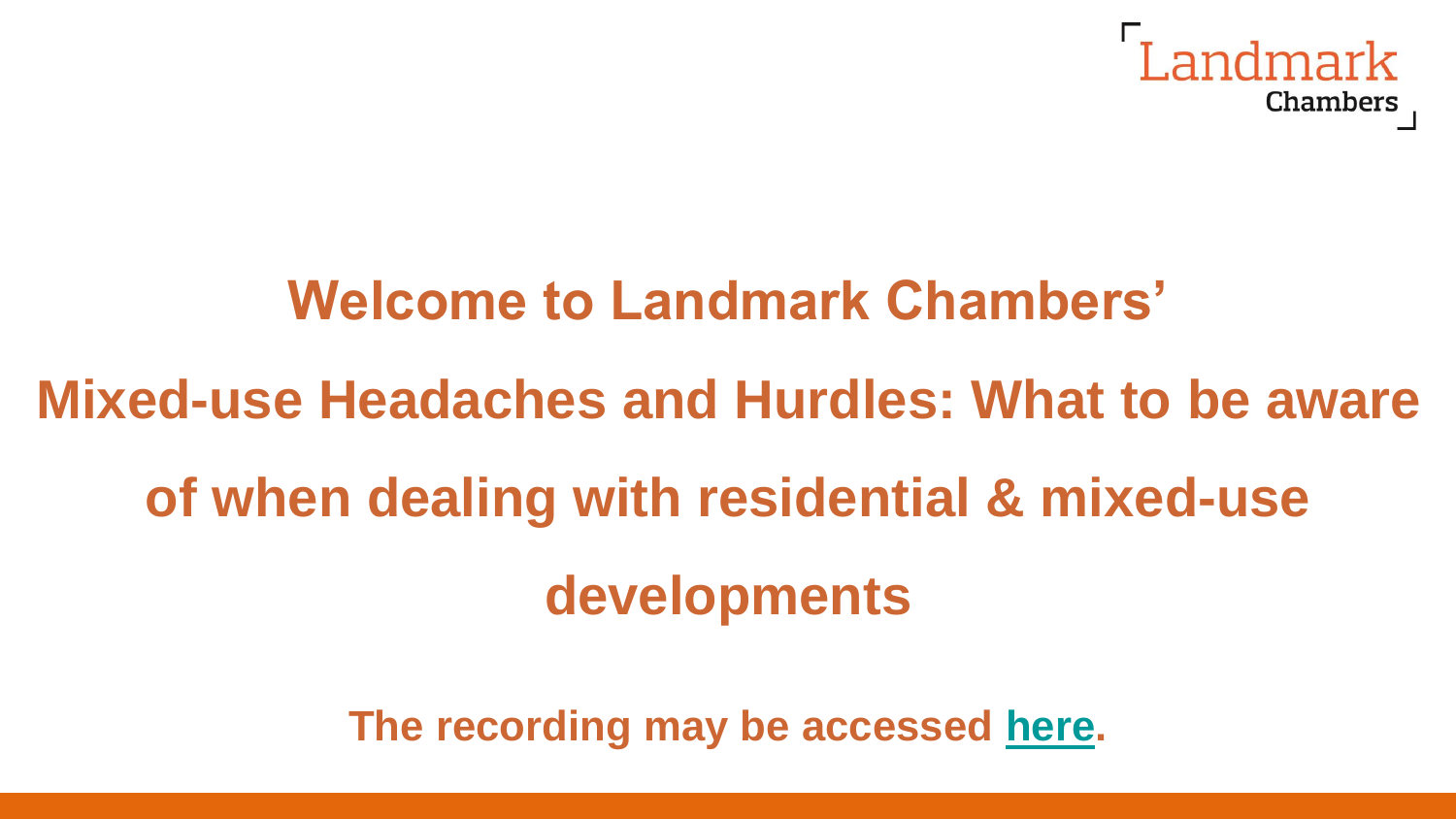# Welcome to Landmark Chambers'

# Mixed-use Headaches and Hurdles: What to be aware of when dealing with residential & mixed-use developments

**The recording may be accessed here.**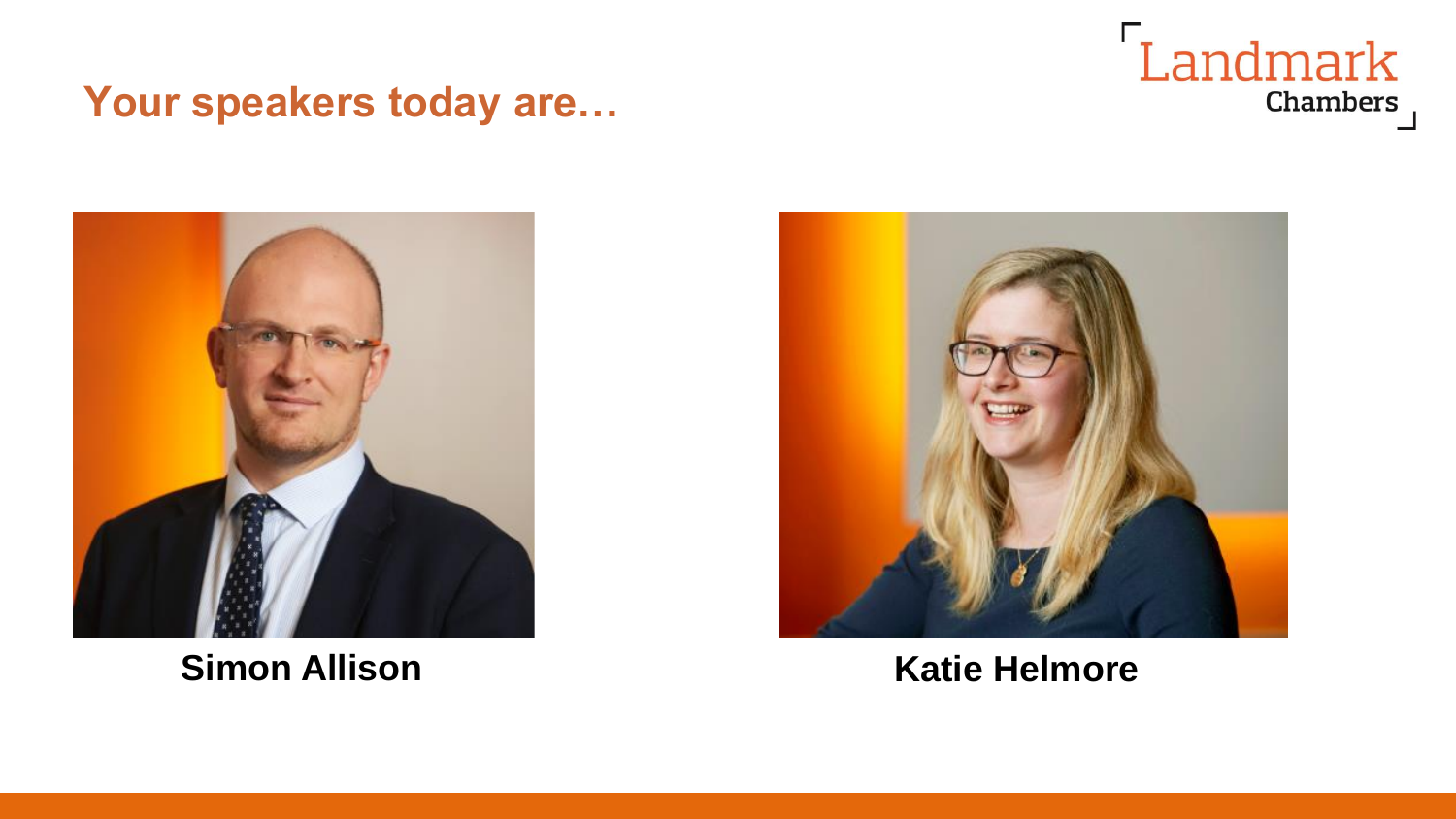## Your speakers today are…

Landmark Chambers

**Simon Allison**

**Katie Helmore**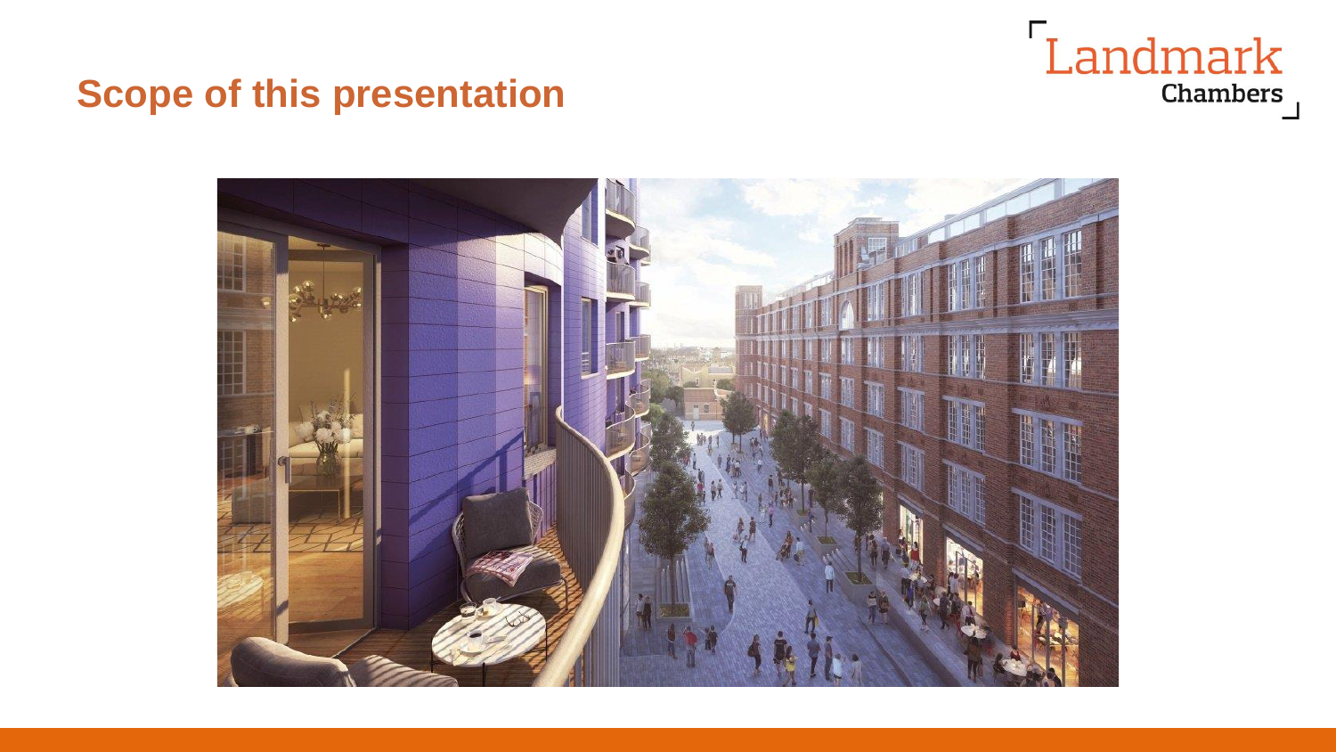# Scope of this presentation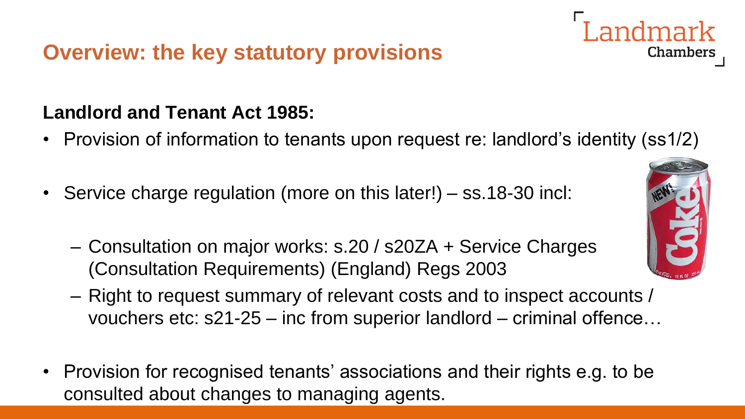# Overview: the key statutory provisions

**Landlord and Tenant Act 1985:**

- Provision of information to tenants upon request re: landlord's identity (ss1/2)
- Service charge regulation (more on this later!) – ss.18-30 incl:
  - Consultation on major works: s.20 / s20ZA + Service Charges (Consultation Requirements) (England) Regs 2003
  - Right to request summary of relevant costs and to inspect accounts / vouchers etc: s21-25 – inc from superior landlord – criminal offence…
- Provision for recognised tenants' associations and their rights e.g. to be consulted about changes to managing agents.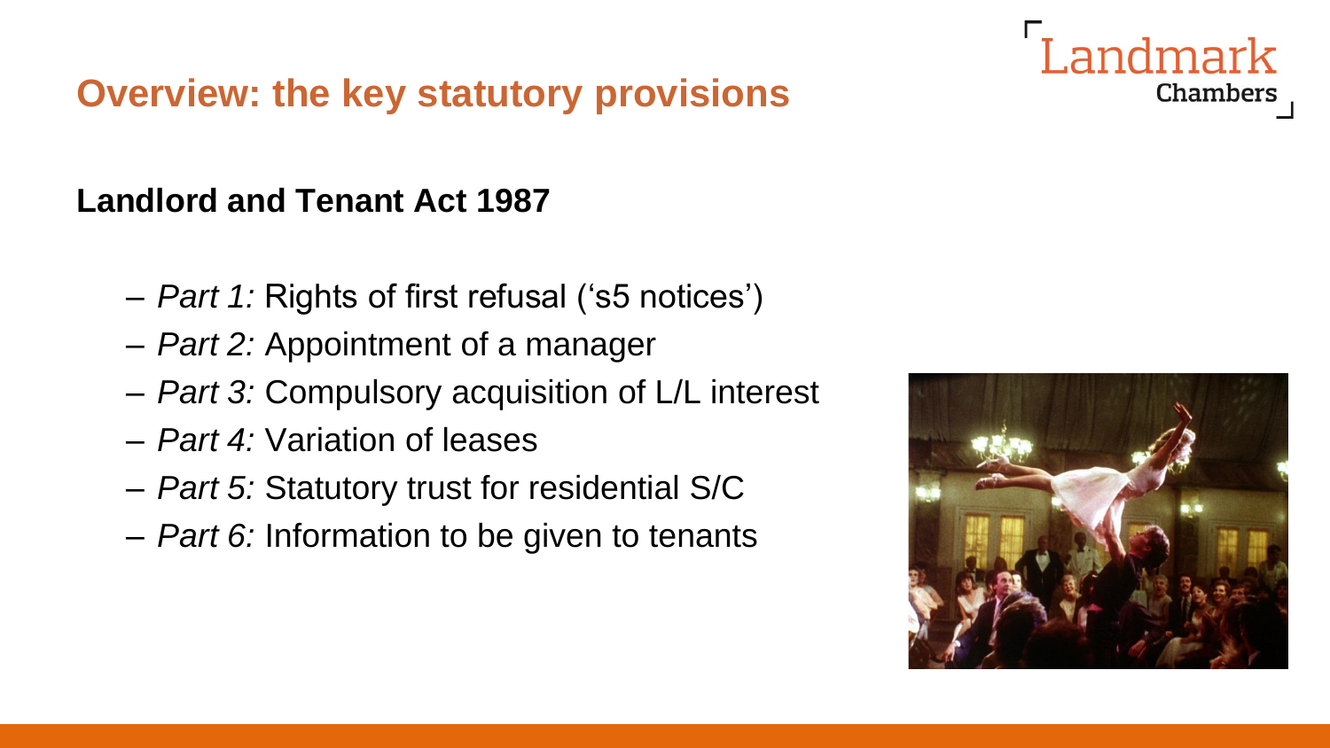# Overview: the key statutory provisions

**Landlord and Tenant Act 1987**

- *Part 1:* Rights of first refusal ('s5 notices')
- *Part 2:* Appointment of a manager
- *Part 3:* Compulsory acquisition of L/L interest
- *Part 4:* Variation of leases
- *Part 5:* Statutory trust for residential S/C
- *Part 6:* Information to be given to tenants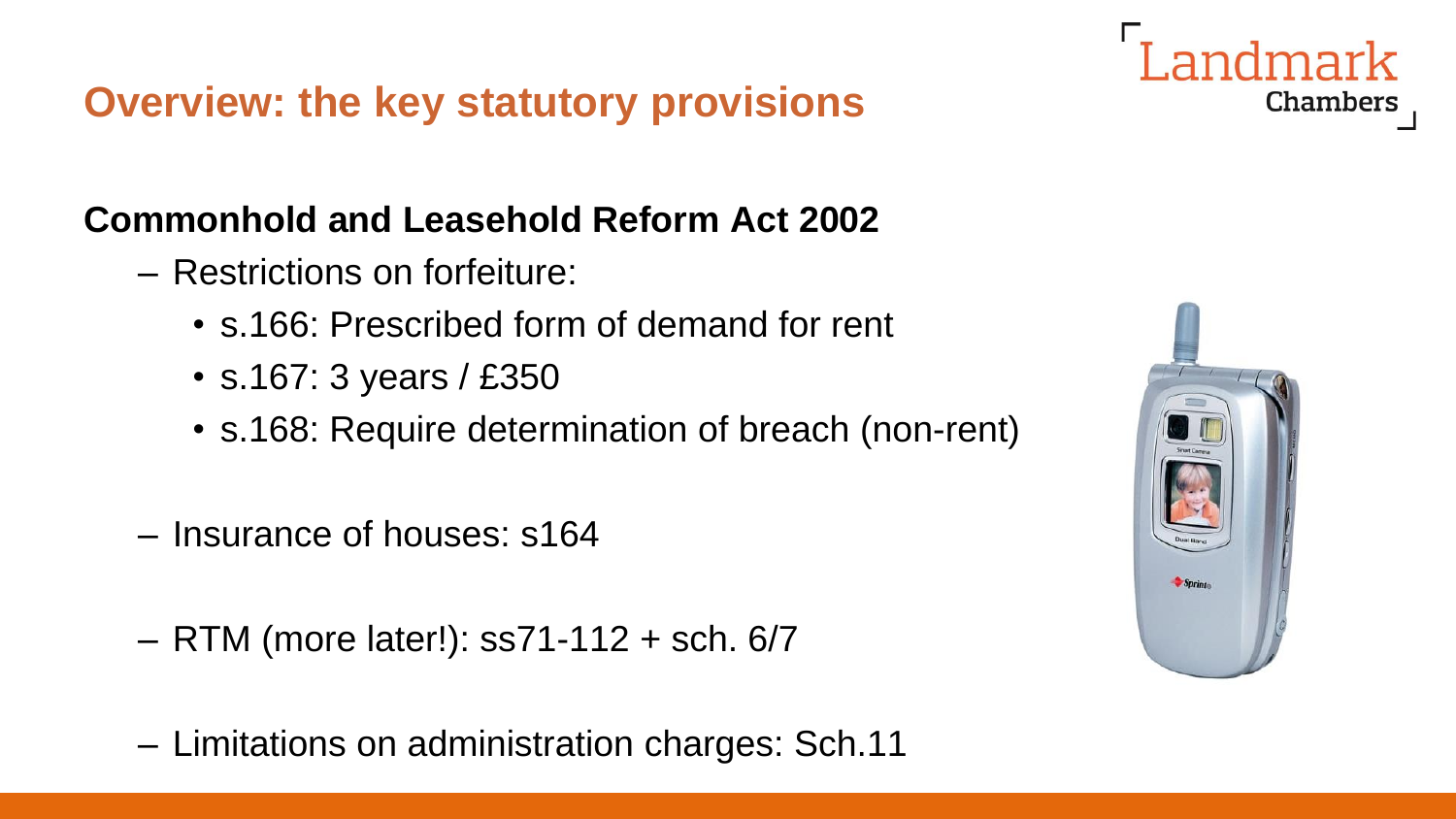## Overview: the key statutory provisions

**Commonhold and Leasehold Reform Act 2002**

- Restrictions on forfeiture:
  - s.166: Prescribed form of demand for rent
  - s.167: 3 years / £350
  - s.168: Require determination of breach (non-rent)
- Insurance of houses: s164
- RTM (more later!): ss71-112 + sch. 6/7
- Limitations on administration charges: Sch.11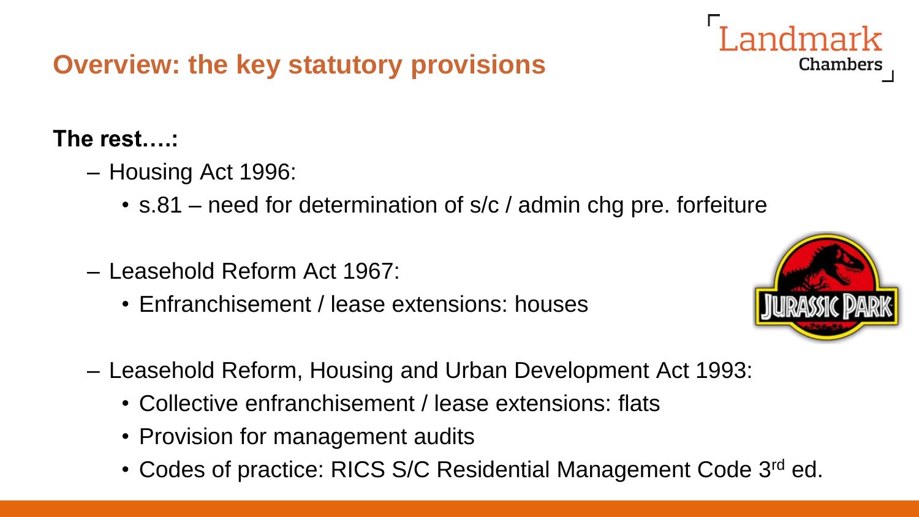## Overview: the key statutory provisions

**The rest….:**

- Housing Act 1996:
  - s.81 – need for determination of s/c / admin chg pre. forfeiture
- Leasehold Reform Act 1967:
  - Enfranchisement / lease extensions: houses
- Leasehold Reform, Housing and Urban Development Act 1993:
  - Collective enfranchisement / lease extensions: flats
  - Provision for management audits
  - Codes of practice: RICS S/C Residential Management Code 3rd ed.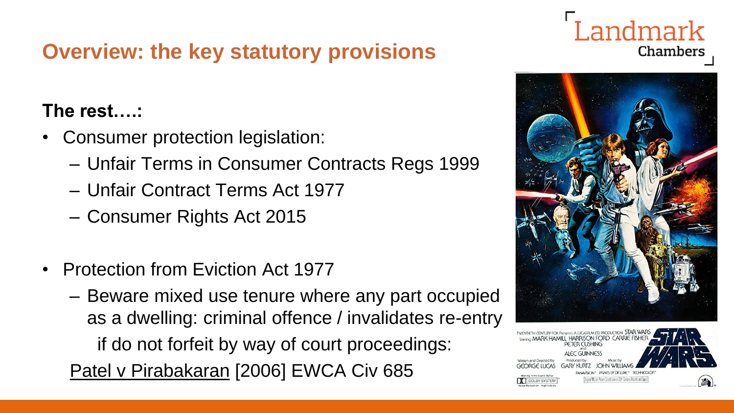## Overview: the key statutory provisions

**The rest….:**

- Consumer protection legislation:
  - Unfair Terms in Consumer Contracts Regs 1999
  - Unfair Contract Terms Act 1977
  - Consumer Rights Act 2015

- Protection from Eviction Act 1977
  - Beware mixed use tenure where any part occupied as a dwelling: criminal offence / invalidates re-entry if do not forfeit by way of court proceedings: Patel v Pirabakaran [2006] EWCA Civ 685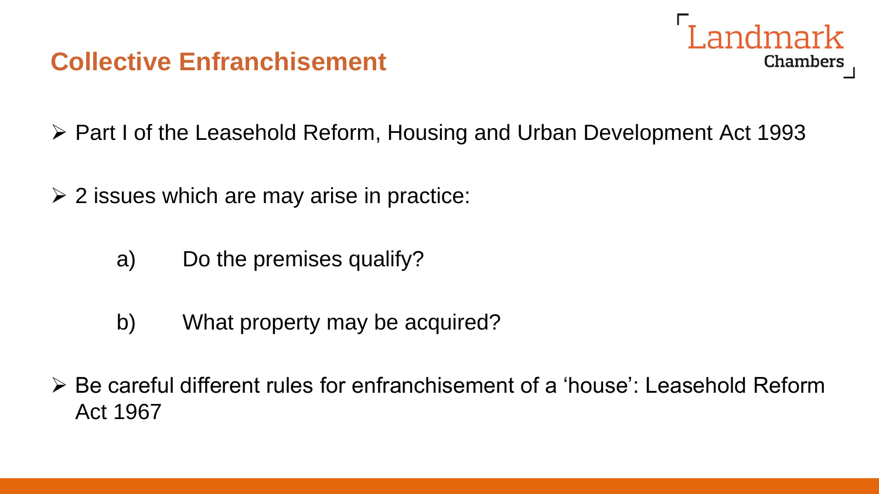## Collective Enfranchisement

- Part I of the Leasehold Reform, Housing and Urban Development Act 1993

- 2 issues which are may arise in practice:

  a) Do the premises qualify?

  b) What property may be acquired?

- Be careful different rules for enfranchisement of a 'house': Leasehold Reform Act 1967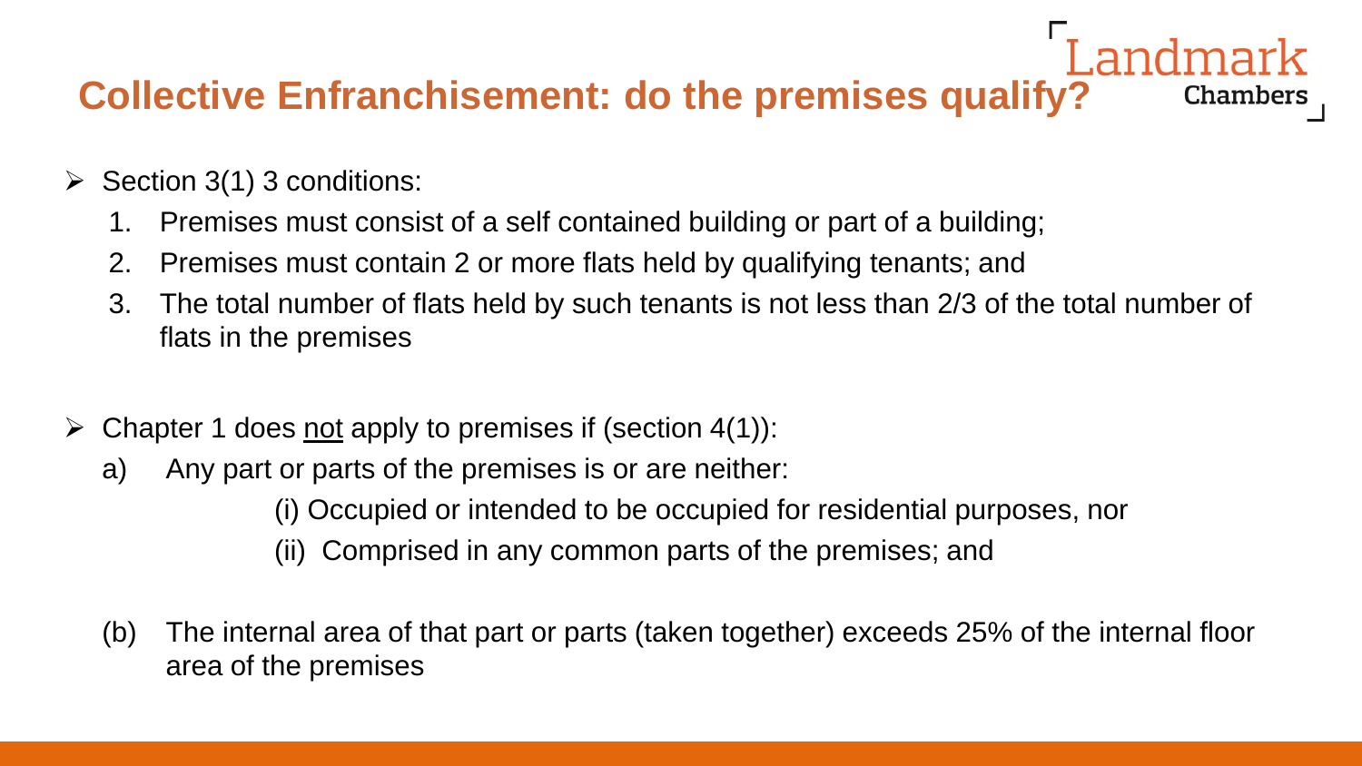## Collective Enfranchisement: do the premises qualify?

- Section 3(1) 3 conditions:
  1. Premises must consist of a self contained building or part of a building;
  2. Premises must contain 2 or more flats held by qualifying tenants; and
  3. The total number of flats held by such tenants is not less than 2/3 of the total number of flats in the premises

- Chapter 1 does <u>not</u> apply to premises if (section 4(1)):
  - a) Any part or parts of the premises is or are neither:
    - (i) Occupied or intended to be occupied for residential purposes, nor
    - (ii) Comprised in any common parts of the premises; and
  - (b) The internal area of that part or parts (taken together) exceeds 25% of the internal floor area of the premises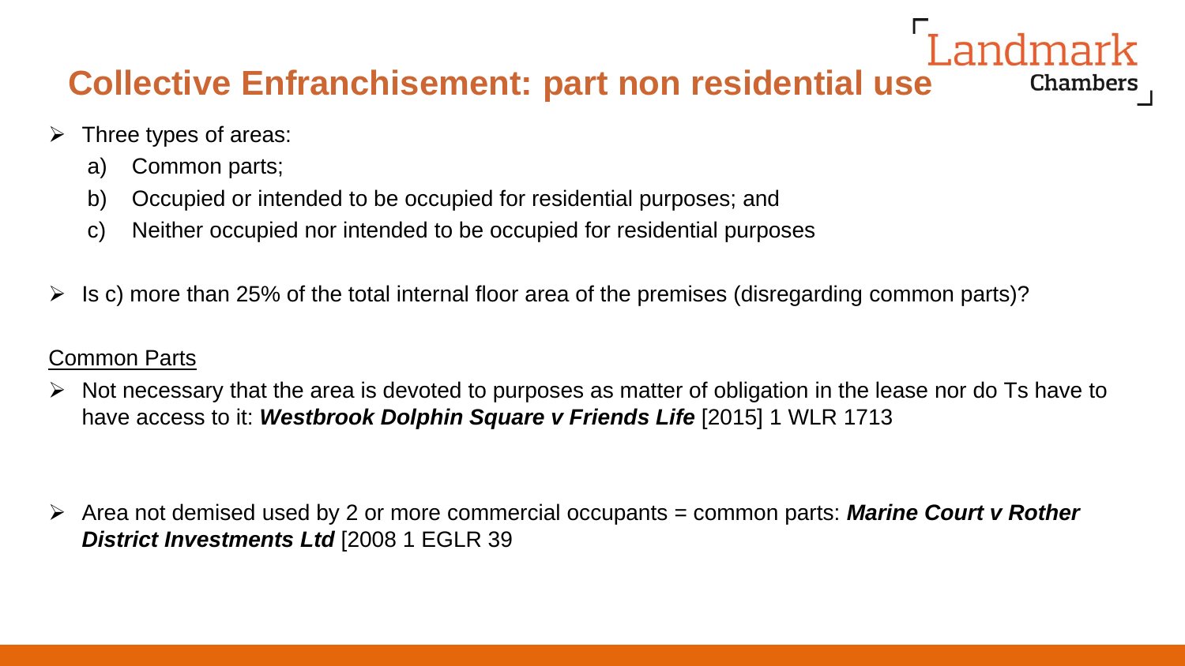# Collective Enfranchisement: part non residential use

- Three types of areas:
  a) Common parts;
  b) Occupied or intended to be occupied for residential purposes; and
  c) Neither occupied nor intended to be occupied for residential purposes

- Is c) more than 25% of the total internal floor area of the premises (disregarding common parts)?

<u>Common Parts</u>

- Not necessary that the area is devoted to purposes as matter of obligation in the lease nor do Ts have to have access to it: ***Westbrook Dolphin Square v Friends Life*** [2015] 1 WLR 1713

- Area not demised used by 2 or more commercial occupants = common parts: ***Marine Court v Rother District Investments Ltd*** [2008 1 EGLR 39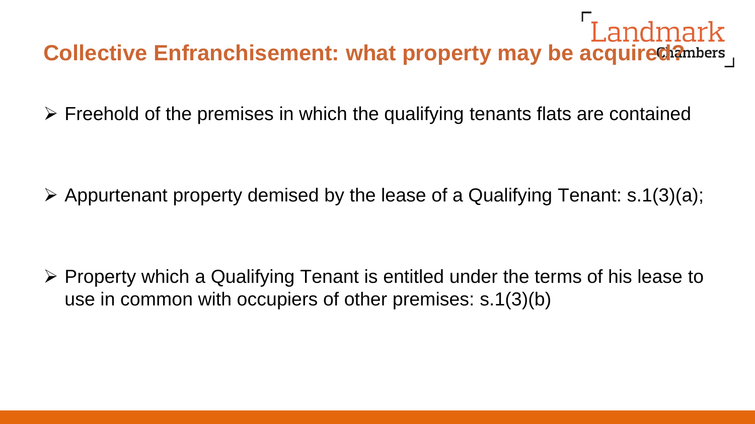# Collective Enfranchisement: what property may be acquired?

- Freehold of the premises in which the qualifying tenants flats are contained
- Appurtenant property demised by the lease of a Qualifying Tenant: s.1(3)(a);
- Property which a Qualifying Tenant is entitled under the terms of his lease to use in common with occupiers of other premises: s.1(3)(b)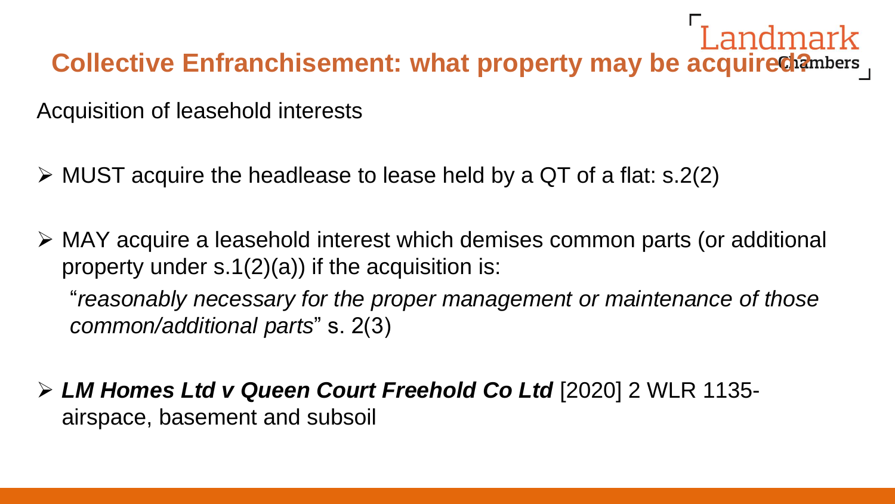# Collective Enfranchisement: what property may be acquired?

Acquisition of leasehold interests

- MUST acquire the headlease to lease held by a QT of a flat: s.2(2)
- MAY acquire a leasehold interest which demises common parts (or additional property under s.1(2)(a)) if the acquisition is:

  "*reasonably necessary for the proper management or maintenance of those common/additional parts*" s. 2(3)

- ***LM Homes Ltd v Queen Court Freehold Co Ltd*** [2020] 2 WLR 1135- airspace, basement and subsoil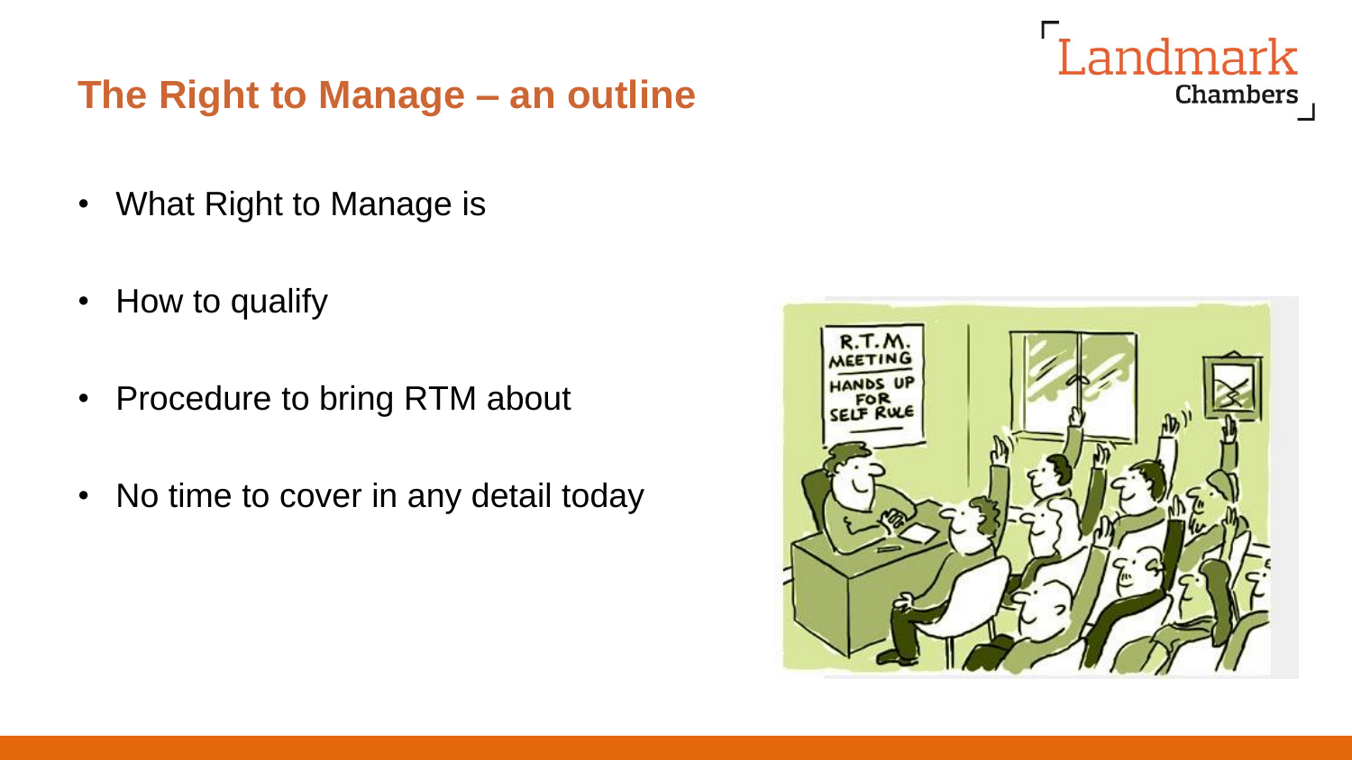## The Right to Manage – an outline

- What Right to Manage is
- How to qualify
- Procedure to bring RTM about
- No time to cover in any detail today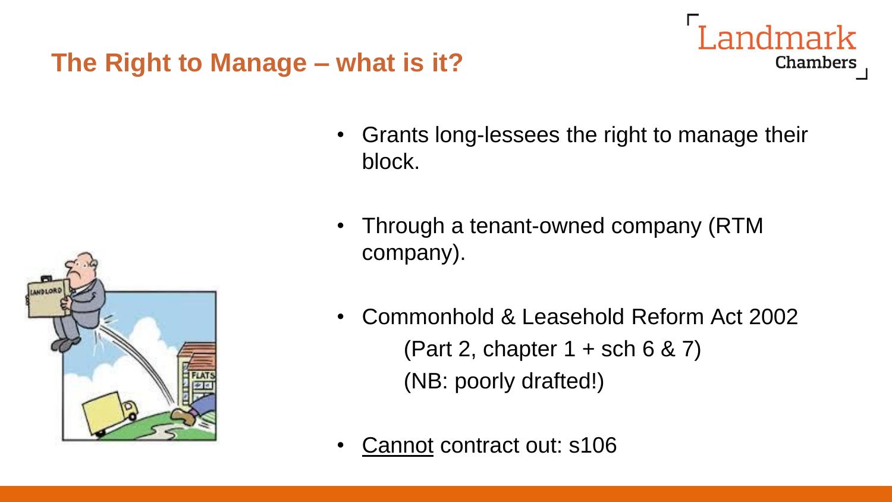## The Right to Manage – what is it?

- Grants long-lessees the right to manage their block.
- Through a tenant-owned company (RTM company).
- Commonhold & Leasehold Reform Act 2002
  (Part 2, chapter 1 + sch 6 & 7)
  (NB: poorly drafted!)
- Cannot contract out: s106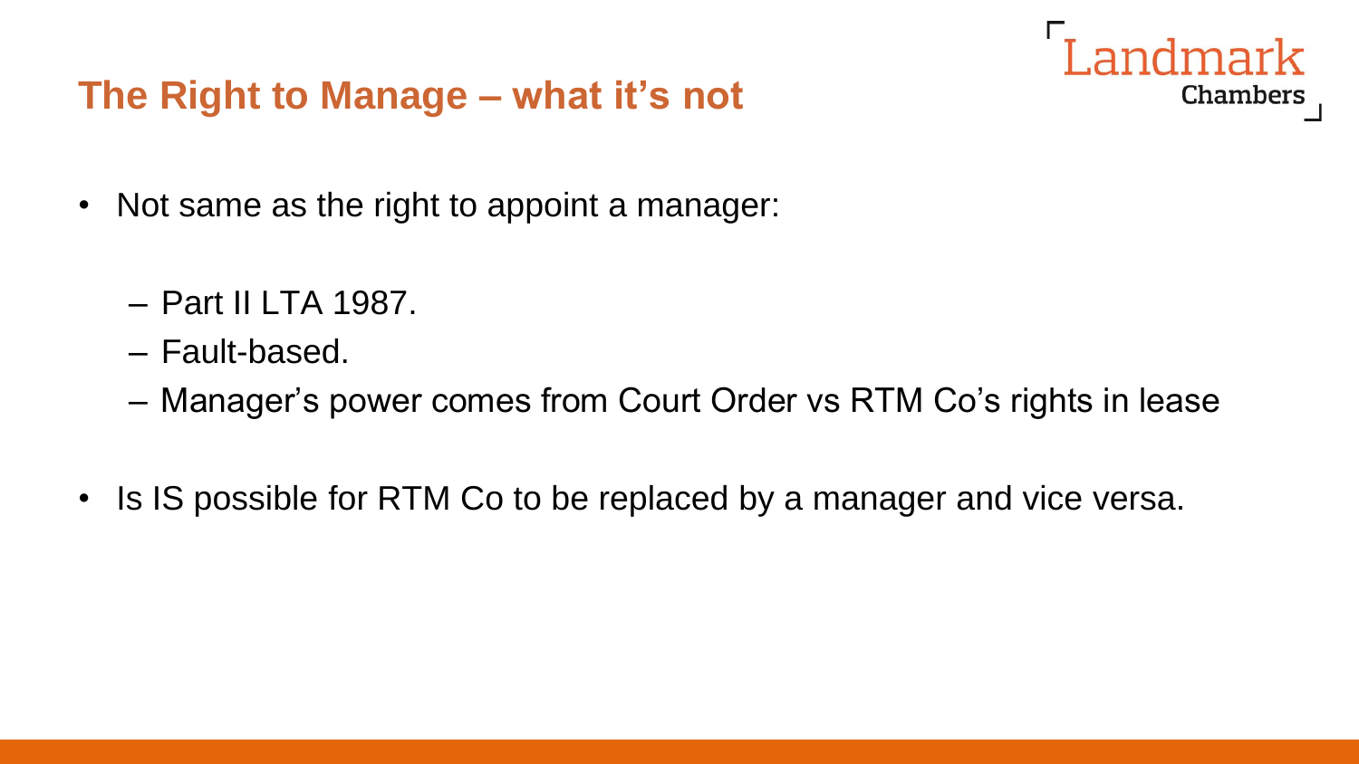## The Right to Manage – what it's not

- Not same as the right to appoint a manager:
  - Part II LTA 1987.
  - Fault-based.
  - Manager's power comes from Court Order vs RTM Co's rights in lease
- Is IS possible for RTM Co to be replaced by a manager and vice versa.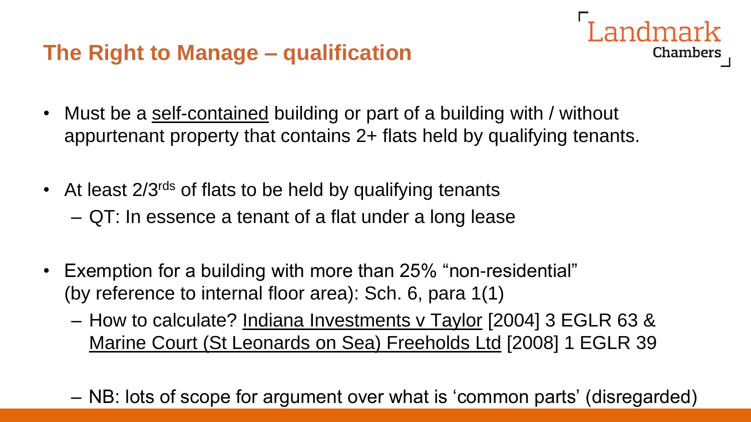# The Right to Manage – qualification

- Must be a self-contained building or part of a building with / without appurtenant property that contains 2+ flats held by qualifying tenants.

- At least 2/3rds of flats to be held by qualifying tenants
  - QT: In essence a tenant of a flat under a long lease

- Exemption for a building with more than 25% "non-residential" (by reference to internal floor area): Sch. 6, para 1(1)
  - How to calculate? Indiana Investments v Taylor [2004] 3 EGLR 63 & Marine Court (St Leonards on Sea) Freeholds Ltd [2008] 1 EGLR 39
  - NB: lots of scope for argument over what is 'common parts' (disregarded)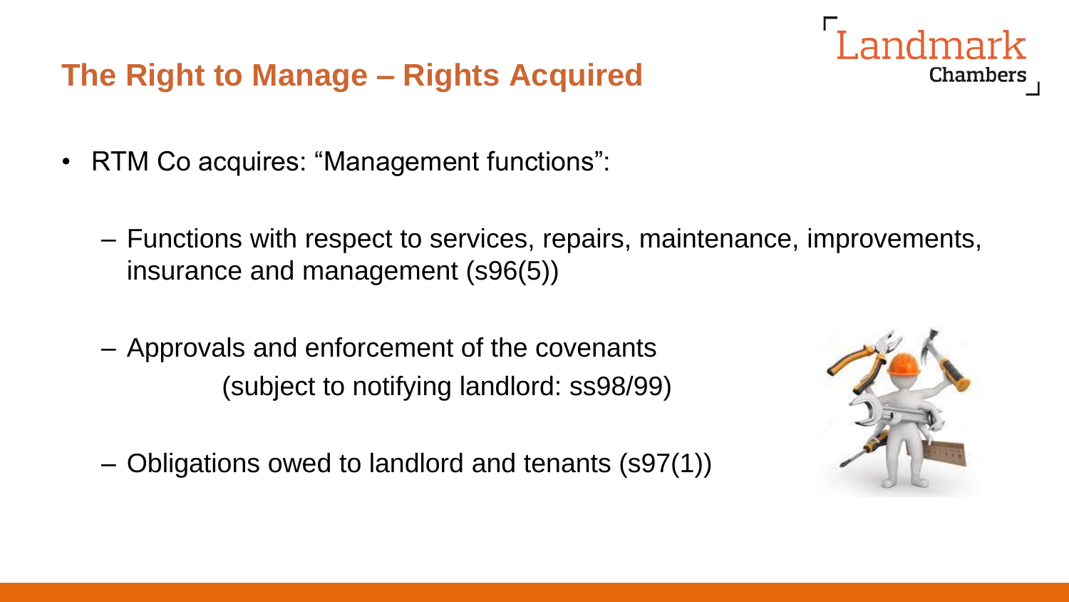# The Right to Manage – Rights Acquired

- RTM Co acquires: “Management functions”:
  - Functions with respect to services, repairs, maintenance, improvements, insurance and management (s96(5))
  - Approvals and enforcement of the covenants (subject to notifying landlord: ss98/99)
  - Obligations owed to landlord and tenants (s97(1))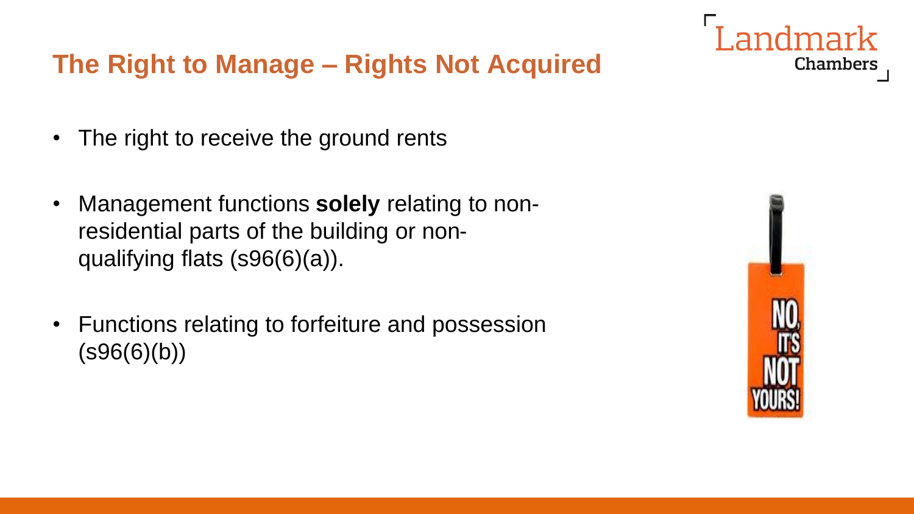## The Right to Manage – Rights Not Acquired

- The right to receive the ground rents
- Management functions **solely** relating to non-residential parts of the building or non-qualifying flats (s96(6)(a)).
- Functions relating to forfeiture and possession (s96(6)(b))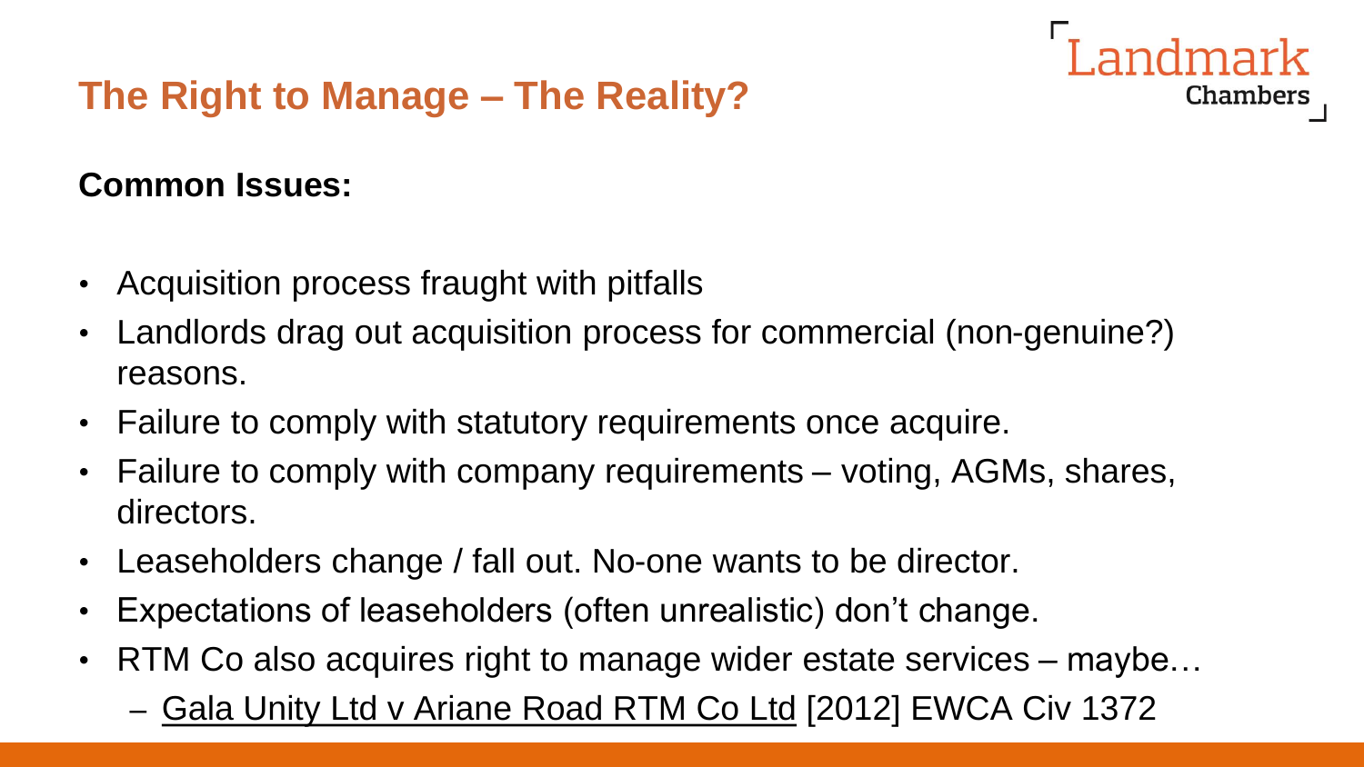# The Right to Manage – The Reality?

**Common Issues:**

- Acquisition process fraught with pitfalls
- Landlords drag out acquisition process for commercial (non-genuine?) reasons.
- Failure to comply with statutory requirements once acquire.
- Failure to comply with company requirements – voting, AGMs, shares, directors.
- Leaseholders change / fall out. No-one wants to be director.
- Expectations of leaseholders (often unrealistic) don't change.
- RTM Co also acquires right to manage wider estate services – maybe…
  - Gala Unity Ltd v Ariane Road RTM Co Ltd [2012] EWCA Civ 1372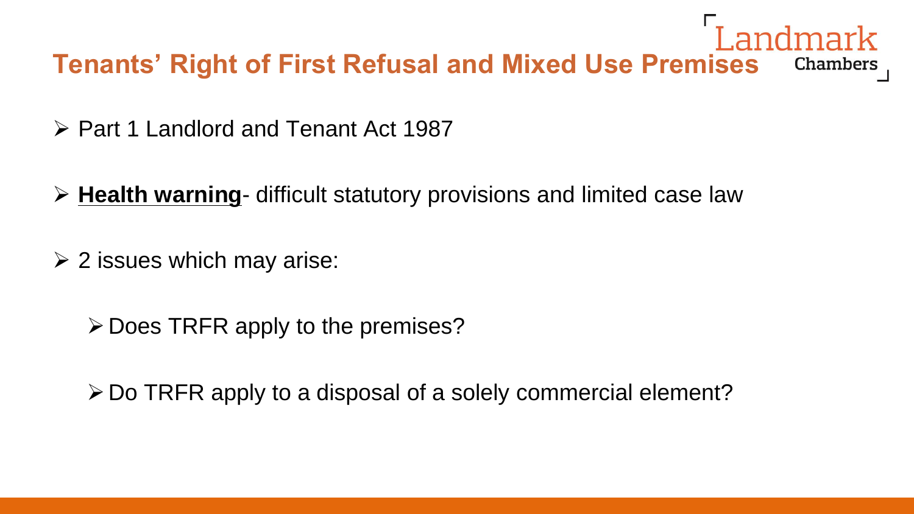# Tenants' Right of First Refusal and Mixed Use Premises

- Part 1 Landlord and Tenant Act 1987
- **Health warning**- difficult statutory provisions and limited case law
- 2 issues which may arise:
  - Does TRFR apply to the premises?
  - Do TRFR apply to a disposal of a solely commercial element?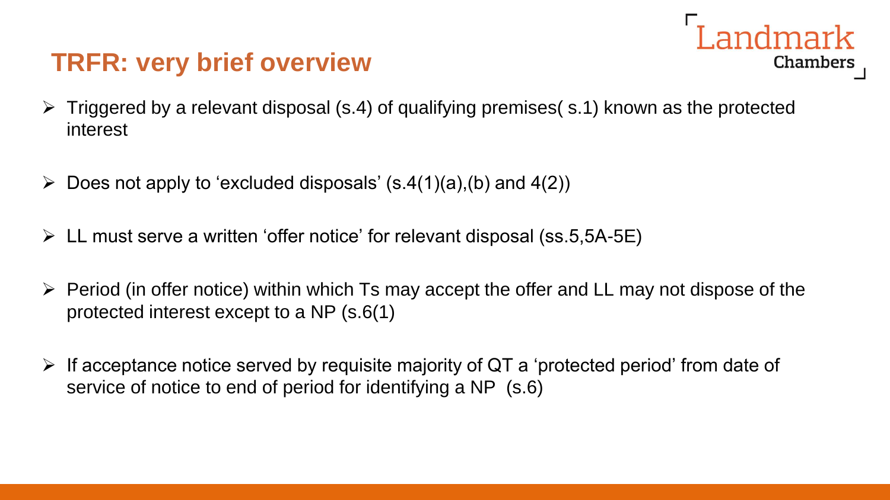## TRFR: very brief overview

- Triggered by a relevant disposal (s.4) of qualifying premises( s.1) known as the protected interest
- Does not apply to 'excluded disposals' (s.4(1)(a),(b) and 4(2))
- LL must serve a written 'offer notice' for relevant disposal (ss.5,5A-5E)
- Period (in offer notice) within which Ts may accept the offer and LL may not dispose of the protected interest except to a NP (s.6(1)
- If acceptance notice served by requisite majority of QT a 'protected period' from date of service of notice to end of period for identifying a NP (s.6)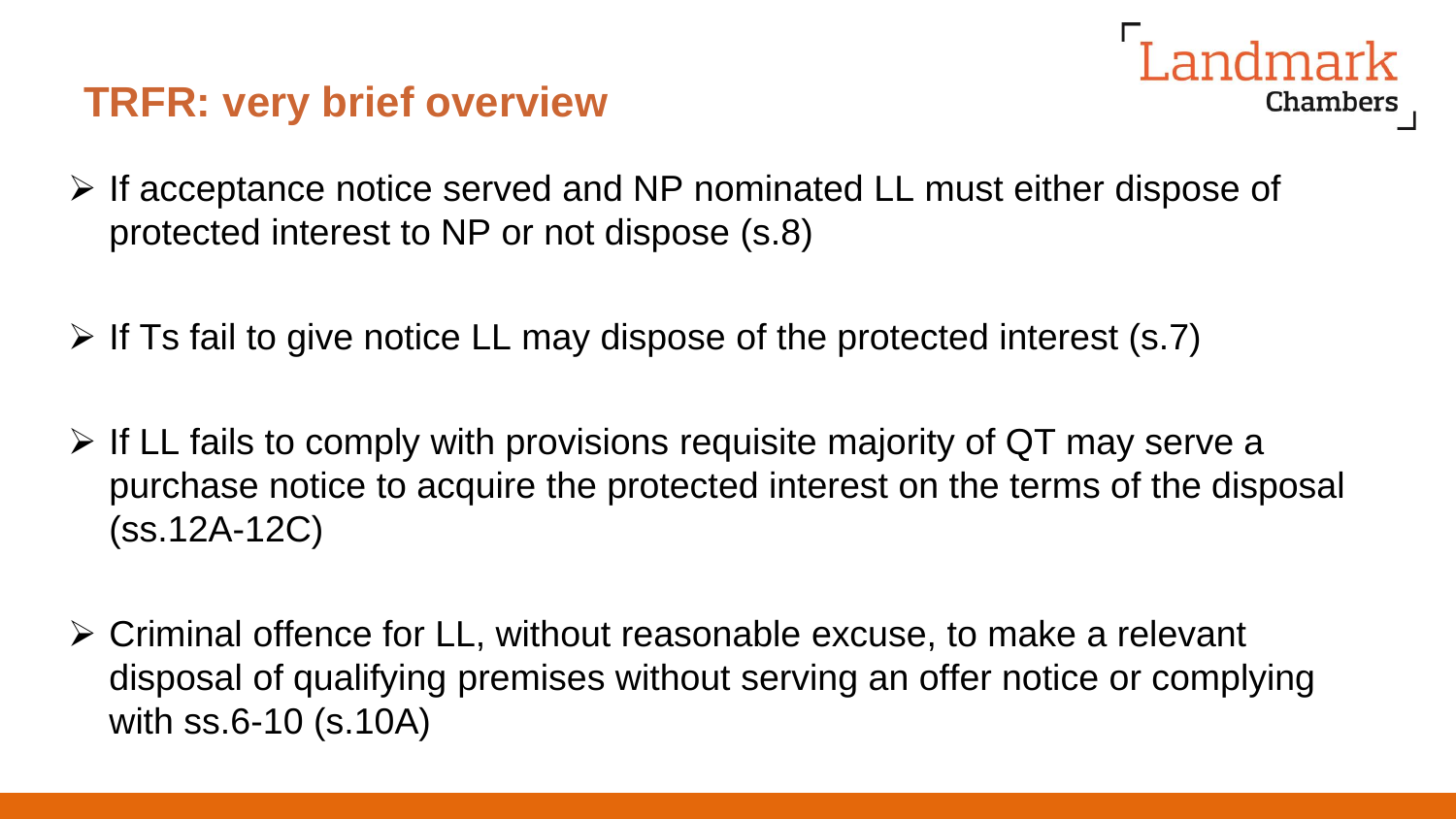## TRFR: very brief overview

- If acceptance notice served and NP nominated LL must either dispose of protected interest to NP or not dispose (s.8)
- If Ts fail to give notice LL may dispose of the protected interest (s.7)
- If LL fails to comply with provisions requisite majority of QT may serve a purchase notice to acquire the protected interest on the terms of the disposal (ss.12A-12C)
- Criminal offence for LL, without reasonable excuse, to make a relevant disposal of qualifying premises without serving an offer notice or complying with ss.6-10 (s.10A)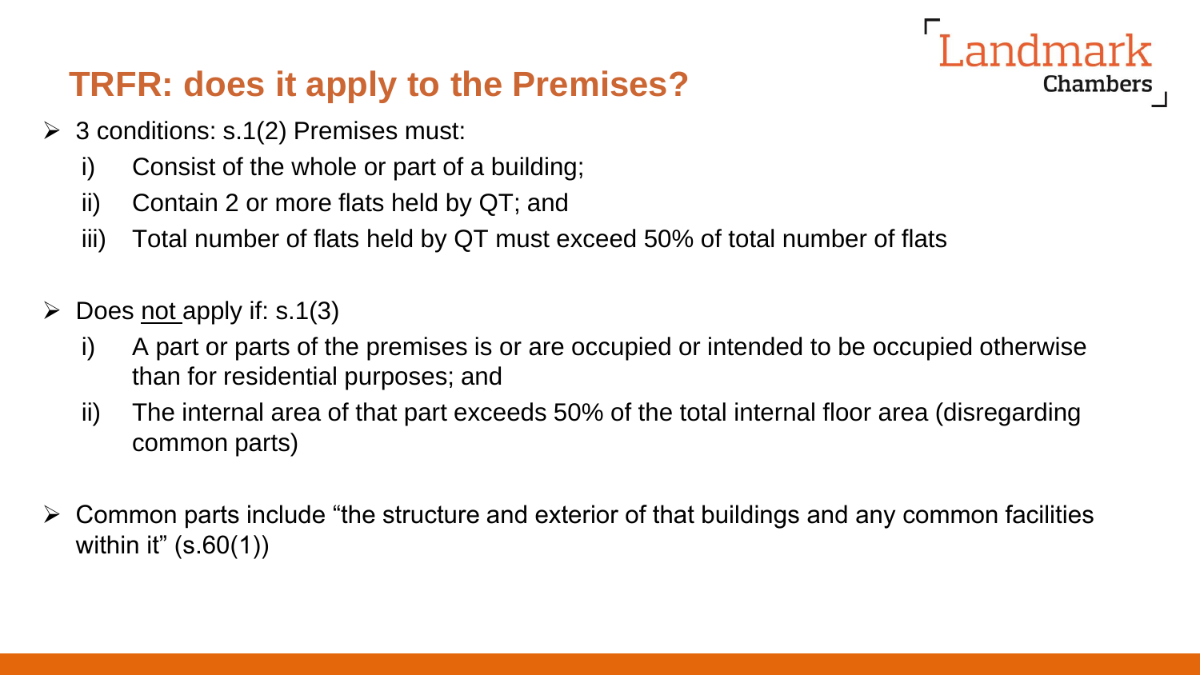## TRFR: does it apply to the Premises?

- 3 conditions: s.1(2) Premises must:
  - i) Consist of the whole or part of a building;
  - ii) Contain 2 or more flats held by QT; and
  - iii) Total number of flats held by QT must exceed 50% of total number of flats

- Does not apply if: s.1(3)
  - i) A part or parts of the premises is or are occupied or intended to be occupied otherwise than for residential purposes; and
  - ii) The internal area of that part exceeds 50% of the total internal floor area (disregarding common parts)

- Common parts include "the structure and exterior of that buildings and any common facilities within it" (s.60(1))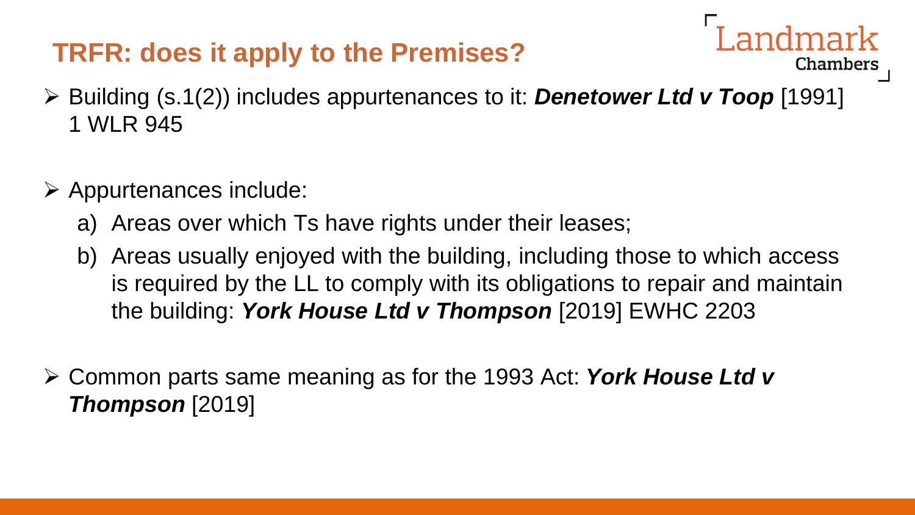## TRFR: does it apply to the Premises?

- Building (s.1(2)) includes appurtenances to it: ***Denetower Ltd v Toop*** [1991] 1 WLR 945

- Appurtenances include:
  a) Areas over which Ts have rights under their leases;
  b) Areas usually enjoyed with the building, including those to which access is required by the LL to comply with its obligations to repair and maintain the building: ***York House Ltd v Thompson*** [2019] EWHC 2203

- Common parts same meaning as for the 1993 Act: ***York House Ltd v Thompson*** [2019]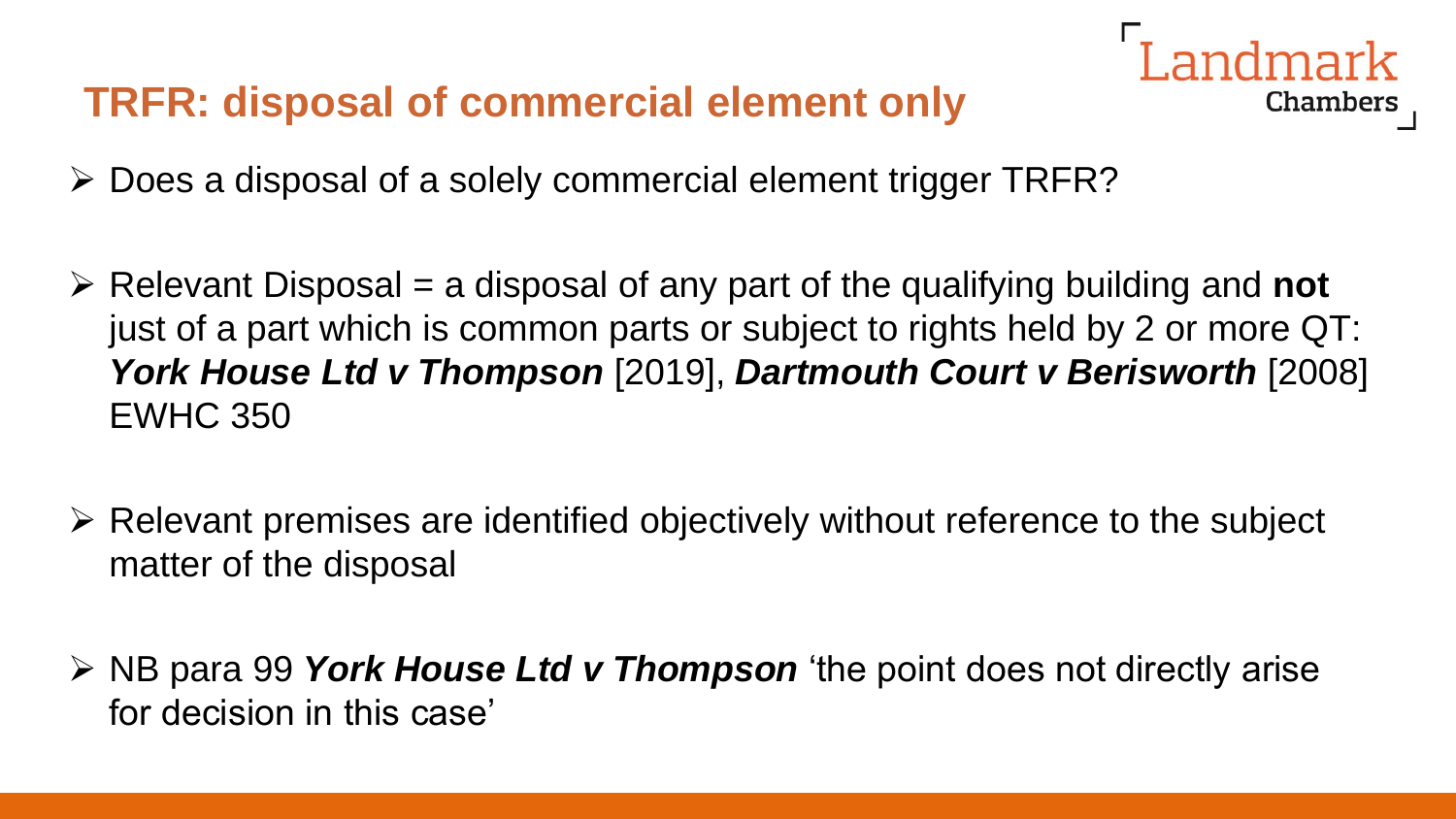## TRFR: disposal of commercial element only

- Does a disposal of a solely commercial element trigger TRFR?

- Relevant Disposal = a disposal of any part of the qualifying building and **not** just of a part which is common parts or subject to rights held by 2 or more QT: ***York House Ltd v Thompson*** [2019], ***Dartmouth Court v Berisworth*** [2008] EWHC 350

- Relevant premises are identified objectively without reference to the subject matter of the disposal

- NB para 99 ***York House Ltd v Thompson*** 'the point does not directly arise for decision in this case'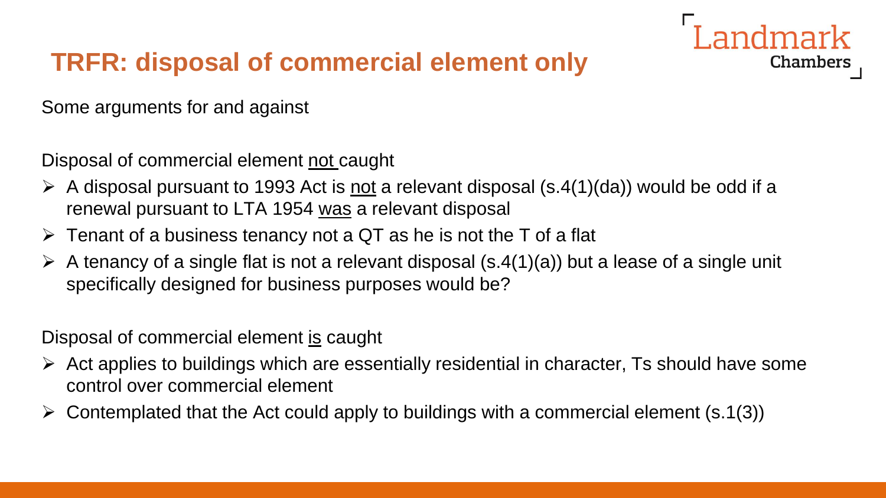# TRFR: disposal of commercial element only

Some arguments for and against

Disposal of commercial element <u>not</u> caught

- A disposal pursuant to 1993 Act is <u>not</u> a relevant disposal (s.4(1)(da)) would be odd if a renewal pursuant to LTA 1954 <u>was</u> a relevant disposal
- Tenant of a business tenancy not a QT as he is not the T of a flat
- A tenancy of a single flat is not a relevant disposal (s.4(1)(a)) but a lease of a single unit specifically designed for business purposes would be?

Disposal of commercial element <u>is</u> caught

- Act applies to buildings which are essentially residential in character, Ts should have some control over commercial element
- Contemplated that the Act could apply to buildings with a commercial element (s.1(3))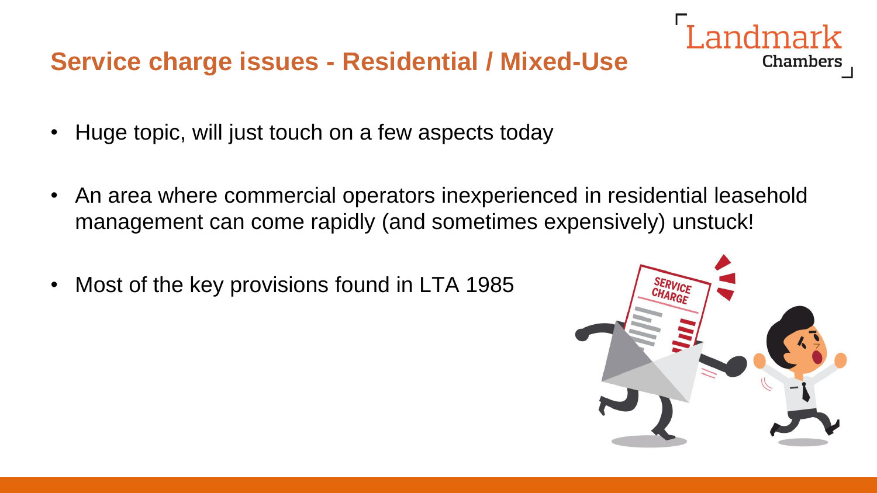## Service charge issues - Residential / Mixed-Use

- Huge topic, will just touch on a few aspects today
- An area where commercial operators inexperienced in residential leasehold management can come rapidly (and sometimes expensively) unstuck!
- Most of the key provisions found in LTA 1985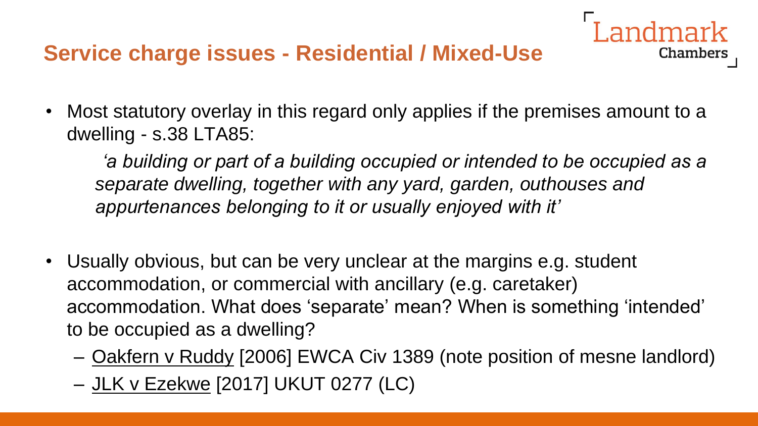## Service charge issues - Residential / Mixed-Use

- Most statutory overlay in this regard only applies if the premises amount to a dwelling - s.38 LTA85:

  *'a building or part of a building occupied or intended to be occupied as a separate dwelling, together with any yard, garden, outhouses and appurtenances belonging to it or usually enjoyed with it'*

- Usually obvious, but can be very unclear at the margins e.g. student accommodation, or commercial with ancillary (e.g. caretaker) accommodation. What does 'separate' mean? When is something 'intended' to be occupied as a dwelling?
  - Oakfern v Ruddy [2006] EWCA Civ 1389 (note position of mesne landlord)
  - JLK v Ezekwe [2017] UKUT 0277 (LC)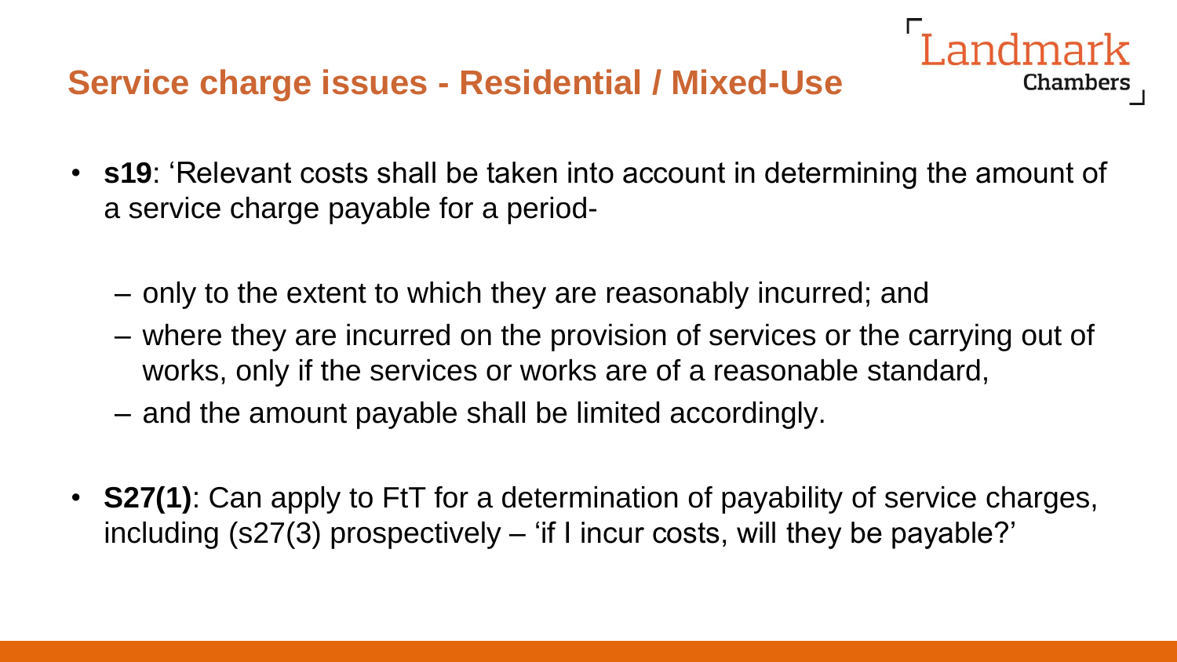## Service charge issues - Residential / Mixed-Use

- **s19**: 'Relevant costs shall be taken into account in determining the amount of a service charge payable for a period-
  - only to the extent to which they are reasonably incurred; and
  - where they are incurred on the provision of services or the carrying out of works, only if the services or works are of a reasonable standard,
  - and the amount payable shall be limited accordingly.
- **S27(1)**: Can apply to FtT for a determination of payability of service charges, including (s27(3) prospectively – 'if I incur costs, will they be payable?'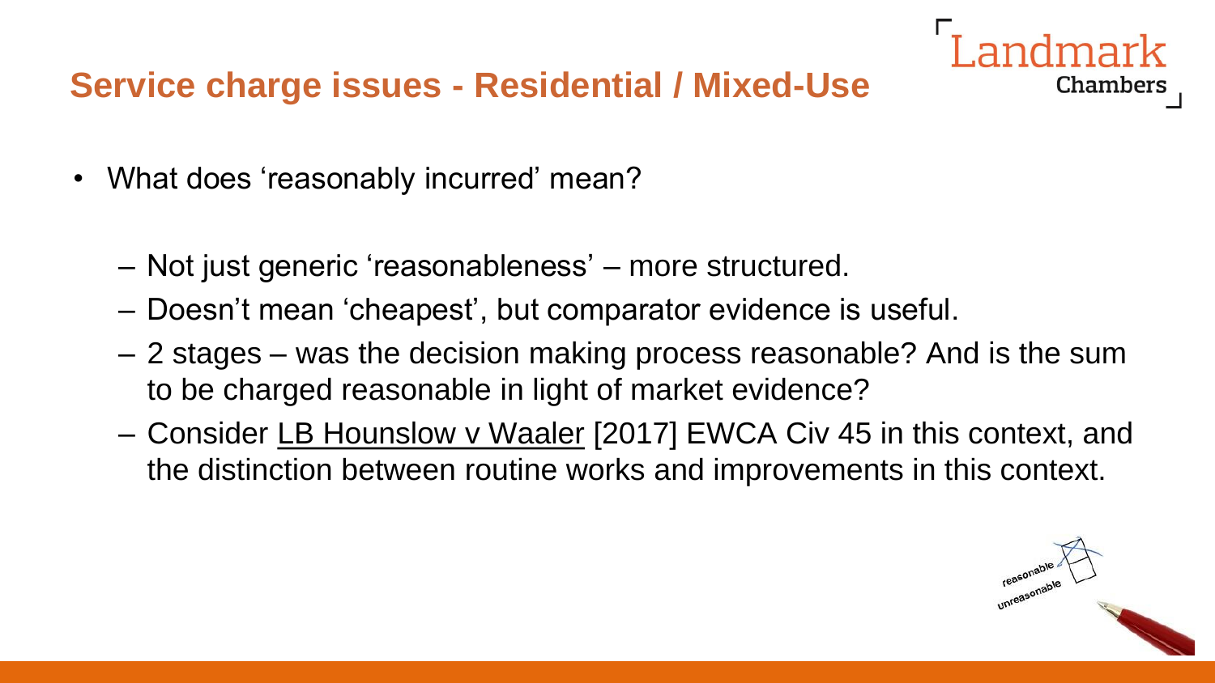## Service charge issues - Residential / Mixed-Use

- What does 'reasonably incurred' mean?
  - Not just generic 'reasonableness' – more structured.
  - Doesn't mean 'cheapest', but comparator evidence is useful.
  - 2 stages – was the decision making process reasonable? And is the sum to be charged reasonable in light of market evidence?
  - Consider LB Hounslow v Waaler [2017] EWCA Civ 45 in this context, and the distinction between routine works and improvements in this context.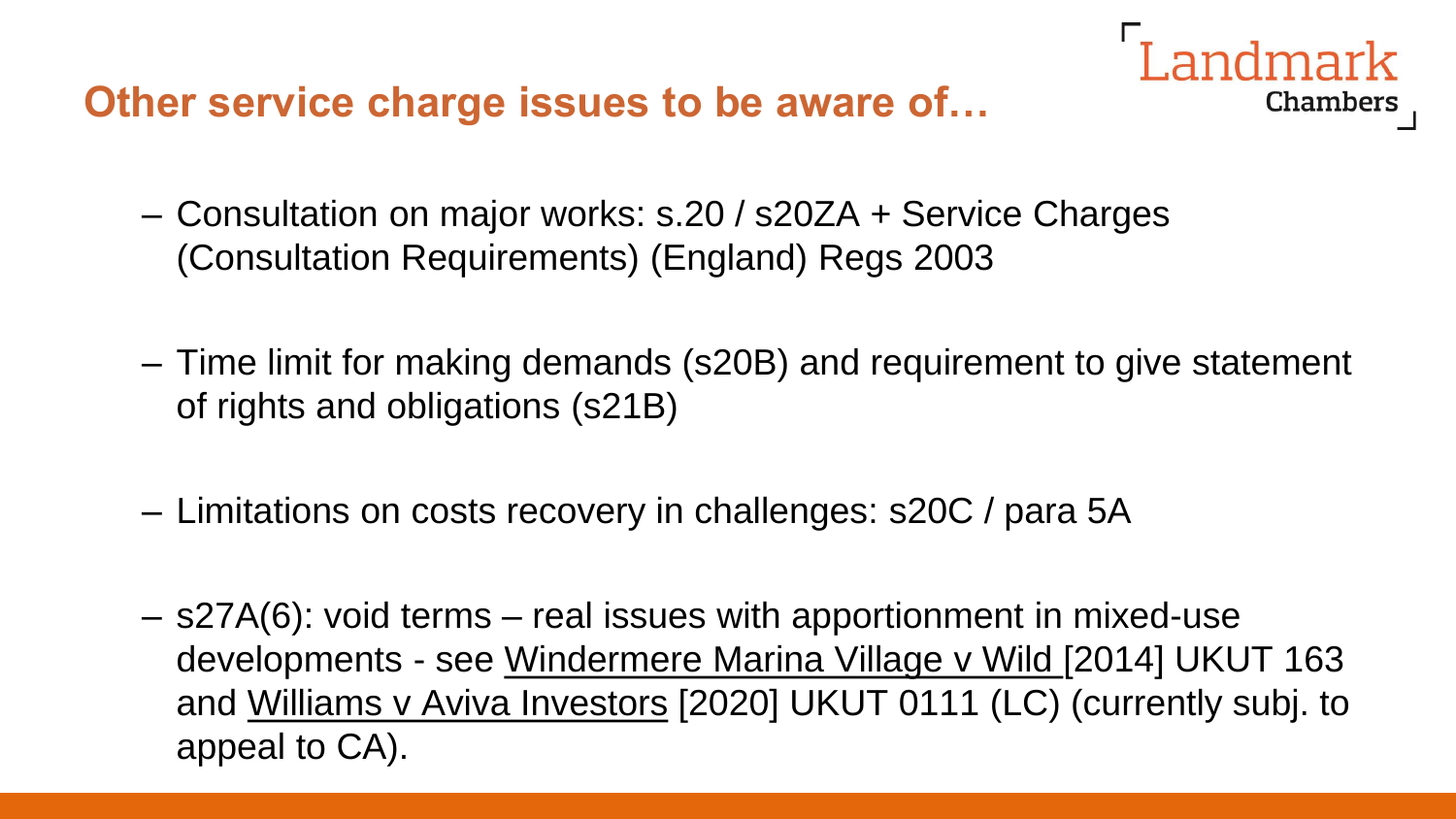## Other service charge issues to be aware of…

- Consultation on major works: s.20 / s20ZA + Service Charges (Consultation Requirements) (England) Regs 2003

- Time limit for making demands (s20B) and requirement to give statement of rights and obligations (s21B)

- Limitations on costs recovery in challenges: s20C / para 5A

- s27A(6): void terms – real issues with apportionment in mixed-use developments - see Windermere Marina Village v Wild [2014] UKUT 163 and Williams v Aviva Investors [2020] UKUT 0111 (LC) (currently subj. to appeal to CA).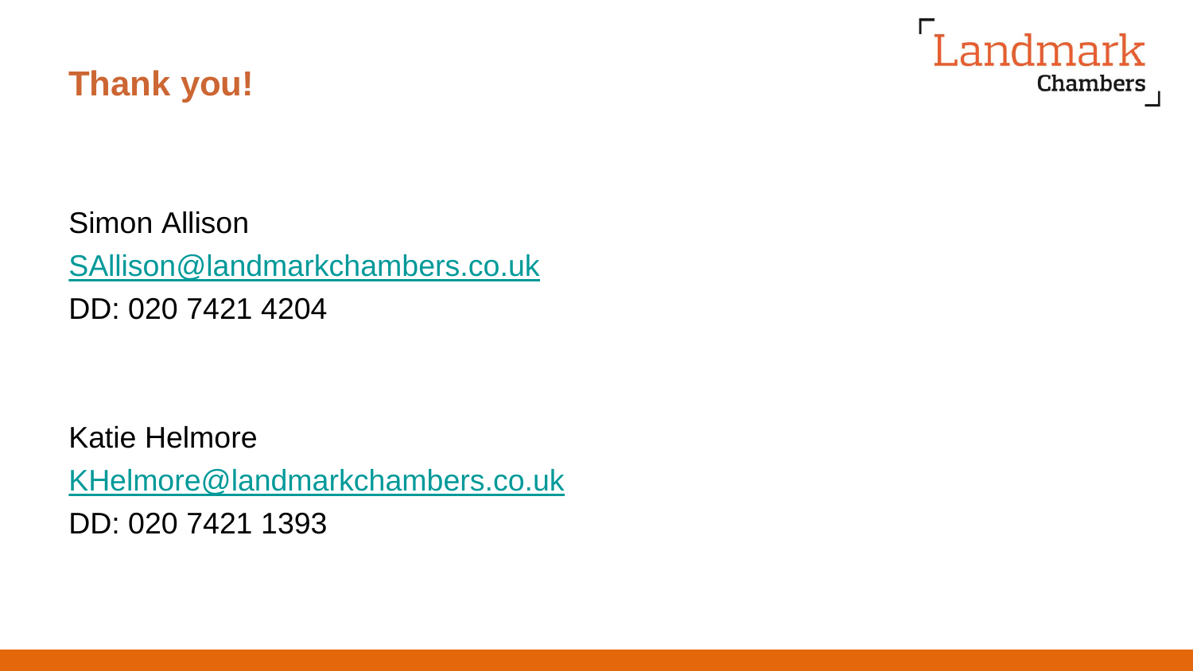# Thank you!

Landmark Chambers

Simon Allison

SAllison@landmarkchambers.co.uk

DD: 020 7421 4204

Katie Helmore

KHelmore@landmarkchambers.co.uk

DD: 020 7421 1393